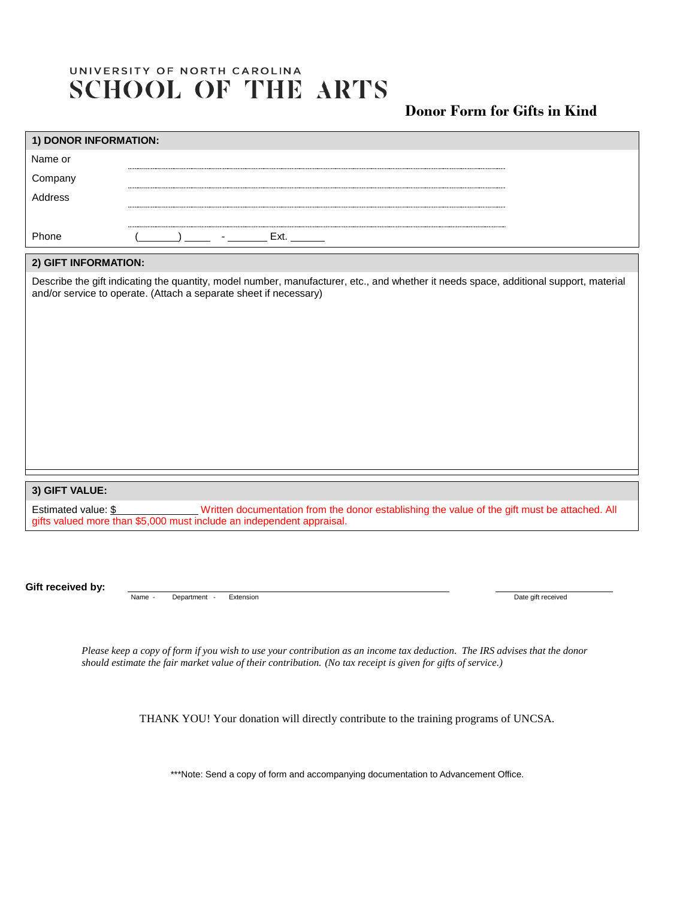UNIVERSITY OF NORTH CAROLINA

# SCHOOL OF THE ARTS

## Donor Form for Gifts in Kind

### 1) DONOR INFORMATION:

Name or ______________________________________________

Company ______________________________________________

Address ______________________________________________

______________________________________________

Phone (_______) _____ - _______ Ext. ______

### 2) GIFT INFORMATION:

Describe the gift indicating the quantity, model number, manufacturer, etc., and whether it needs space, additional support, material and/or service to operate. (Attach a separate sheet if necessary)

### 3) GIFT VALUE:

Estimated value: $______________ Written documentation from the donor establishing the value of the gift must be attached. All gifts valued more than $5,000 must include an independent appraisal.

**Gift received by:** ______________________________________________ ____________________

Name - Department - Extension                                                            Date gift received

*Please keep a copy of form if you wish to use your contribution as an income tax deduction. The IRS advises that the donor should estimate the fair market value of their contribution. (No tax receipt is given for gifts of service.)*

THANK YOU! Your donation will directly contribute to the training programs of UNCSA.

***Note: Send a copy of form and accompanying documentation to Advancement Office.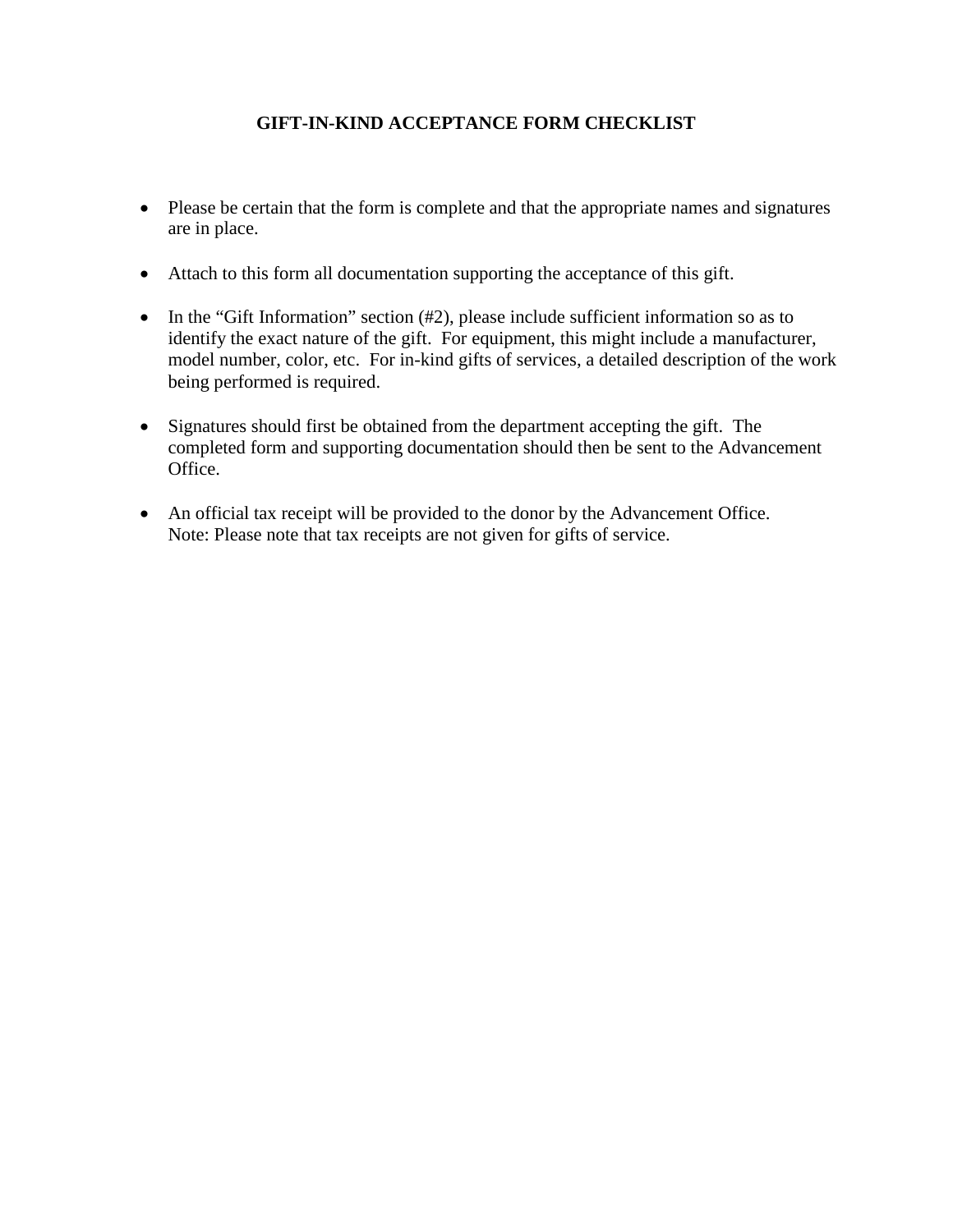# GIFT-IN-KIND ACCEPTANCE FORM CHECKLIST

- Please be certain that the form is complete and that the appropriate names and signatures are in place.

- Attach to this form all documentation supporting the acceptance of this gift.

- In the "Gift Information" section (#2), please include sufficient information so as to identify the exact nature of the gift. For equipment, this might include a manufacturer, model number, color, etc. For in-kind gifts of services, a detailed description of the work being performed is required.

- Signatures should first be obtained from the department accepting the gift. The completed form and supporting documentation should then be sent to the Advancement Office.

- An official tax receipt will be provided to the donor by the Advancement Office.
  Note: Please note that tax receipts are not given for gifts of service.